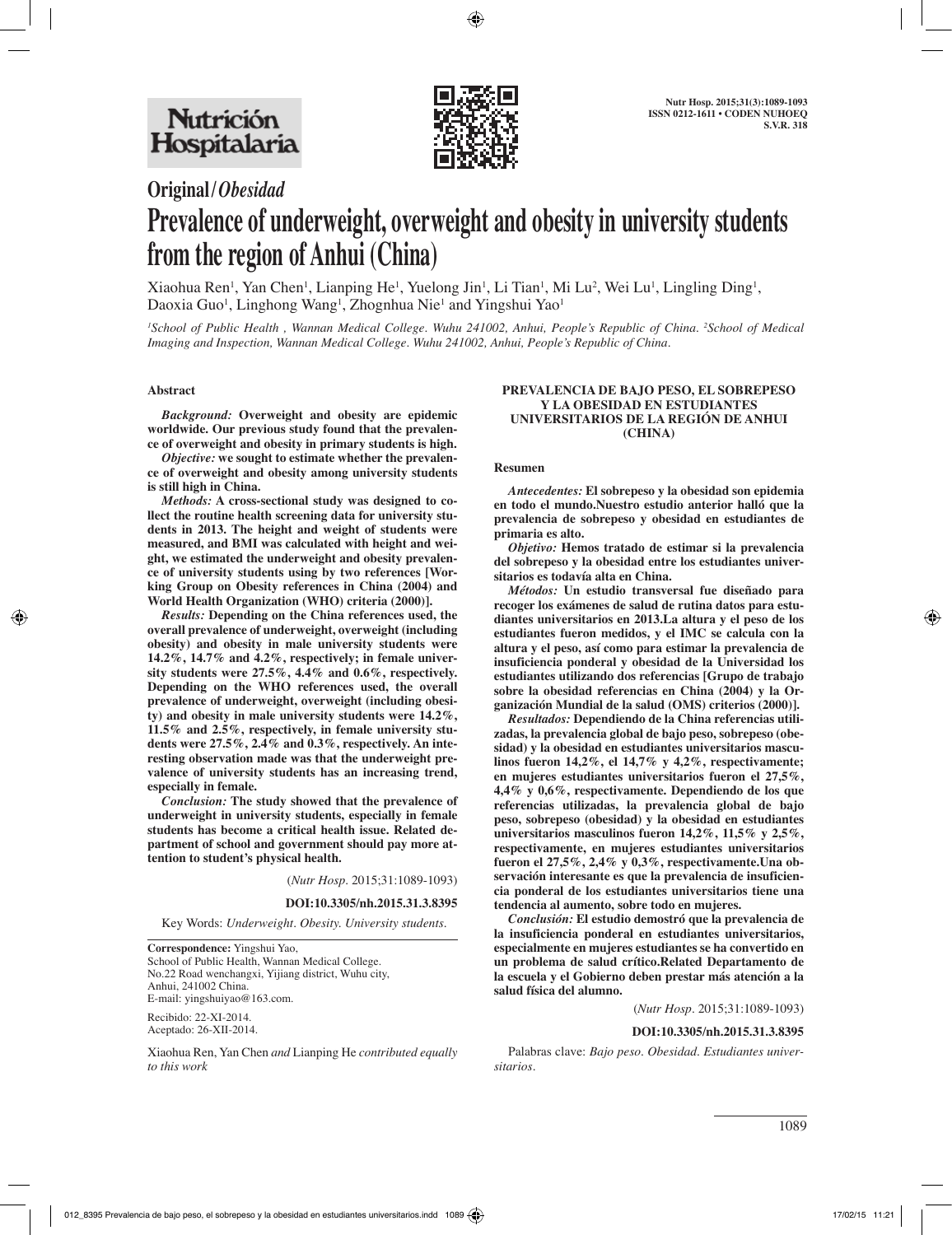Original/*Obesidad*

# Prevalence of underweight, overweight and obesity in university students from the region of Anhui (China)

Xiaohua Ren[1], Yan Chen[1], Lianping He[1], Yuelong Jin[1], Li Tian[1], Mi Lu[2], Wei Lu[1], Lingling Ding[1], Daoxia Guo[1], Linghong Wang[1], Zhognhua Nie[1] and Yingshui Yao[1]

*[1]School of Public Health , Wannan Medical College. Wuhu 241002, Anhui, People's Republic of China. [2]School of Medical Imaging and Inspection, Wannan Medical College. Wuhu 241002, Anhui, People's Republic of China.*

## Abstract

***Background:*** **Overweight and obesity are epidemic worldwide. Our previous study found that the prevalence of overweight and obesity in primary students is high.**

***Objective:*** **we sought to estimate whether the prevalence of overweight and obesity among university students is still high in China.**

***Methods:*** **A cross-sectional study was designed to collect the routine health screening data for university students in 2013. The height and weight of students were measured, and BMI was calculated with height and weight, we estimated the underweight and obesity prevalence of university students using by two references [Working Group on Obesity references in China (2004) and World Health Organization (WHO) criteria (2000)].**

***Results:*** **Depending on the China references used, the overall prevalence of underweight, overweight (including obesity) and obesity in male university students were 14.2%, 14.7% and 4.2%, respectively; in female university students were 27.5%, 4.4% and 0.6%, respectively. Depending on the WHO references used, the overall prevalence of underweight, overweight (including obesity) and obesity in male university students were 14.2%, 11.5% and 2.5%, respectively, in female university students were 27.5%, 2.4% and 0.3%, respectively. An interesting observation made was that the underweight prevalence of university students has an increasing trend, especially in female.**

***Conclusion:*** **The study showed that the prevalence of underweight in university students, especially in female students has become a critical health issue. Related department of school and government should pay more attention to student's physical health.**

(*Nutr Hosp*. 2015;31:1089-1093)

**DOI:10.3305/nh.2015.31.3.8395**

Key Words: *Underweight. Obesity. University students.*

**Correspondence:** Yingshui Yao,
School of Public Health, Wannan Medical College.
No.22 Road wenchangxi, Yijiang district, Wuhu city,
Anhui, 241002 China.
E-mail: yingshuiyao@163.com.

Recibido: 22-XI-2014.
Aceptado: 26-XII-2014.

Xiaohua Ren, Yan Chen *and* Lianping He *contributed equally to this work*

## PREVALENCIA DE BAJO PESO, EL SOBREPESO Y LA OBESIDAD EN ESTUDIANTES UNIVERSITARIOS DE LA REGIÓN DE ANHUI (CHINA)

### Resumen

***Antecedentes:*** **El sobrepeso y la obesidad son epidemia en todo el mundo.Nuestro estudio anterior halló que la prevalencia de sobrepeso y obesidad en estudiantes de primaria es alto.**

***Objetivo:*** **Hemos tratado de estimar si la prevalencia del sobrepeso y la obesidad entre los estudiantes universitarios es todavía alta en China.**

***Métodos:*** **Un estudio transversal fue diseñado para recoger los exámenes de salud de rutina datos para estudiantes universitarios en 2013.La altura y el peso de los estudiantes fueron medidos, y el IMC se calcula con la altura y el peso, así como para estimar la prevalencia de insuficiencia ponderal y obesidad de la Universidad los estudiantes utilizando dos referencias [Grupo de trabajo sobre la obesidad referencias en China (2004) y la Organización Mundial de la salud (OMS) criterios (2000)].**

***Resultados:*** **Dependiendo de la China referencias utilizadas, la prevalencia global de bajo peso, sobrepeso (obesidad) y la obesidad en estudiantes universitarios masculinos fueron 14,2%, el 14,7% y 4,2%, respectivamente; en mujeres estudiantes universitarios fueron el 27,5%, 4,4% y 0,6%, respectivamente. Dependiendo de los que referencias utilizadas, la prevalencia global de bajo peso, sobrepeso (obesidad) y la obesidad en estudiantes universitarios masculinos fueron 14,2%, 11,5% y 2,5%, respectivamente, en mujeres estudiantes universitarios fueron el 27,5%, 2,4% y 0,3%, respectivamente.Una observación interesante es que la prevalencia de insuficiencia ponderal de los estudiantes universitarios tiene una tendencia al aumento, sobre todo en mujeres.**

***Conclusión:*** **El estudio demostró que la prevalencia de la insuficiencia ponderal en estudiantes universitarios, especialmente en mujeres estudiantes se ha convertido en un problema de salud crítico.Related Departamento de la escuela y el Gobierno deben prestar más atención a la salud física del alumno.**

(*Nutr Hosp*. 2015;31:1089-1093)

**DOI:10.3305/nh.2015.31.3.8395**

Palabras clave: *Bajo peso. Obesidad. Estudiantes universitarios.*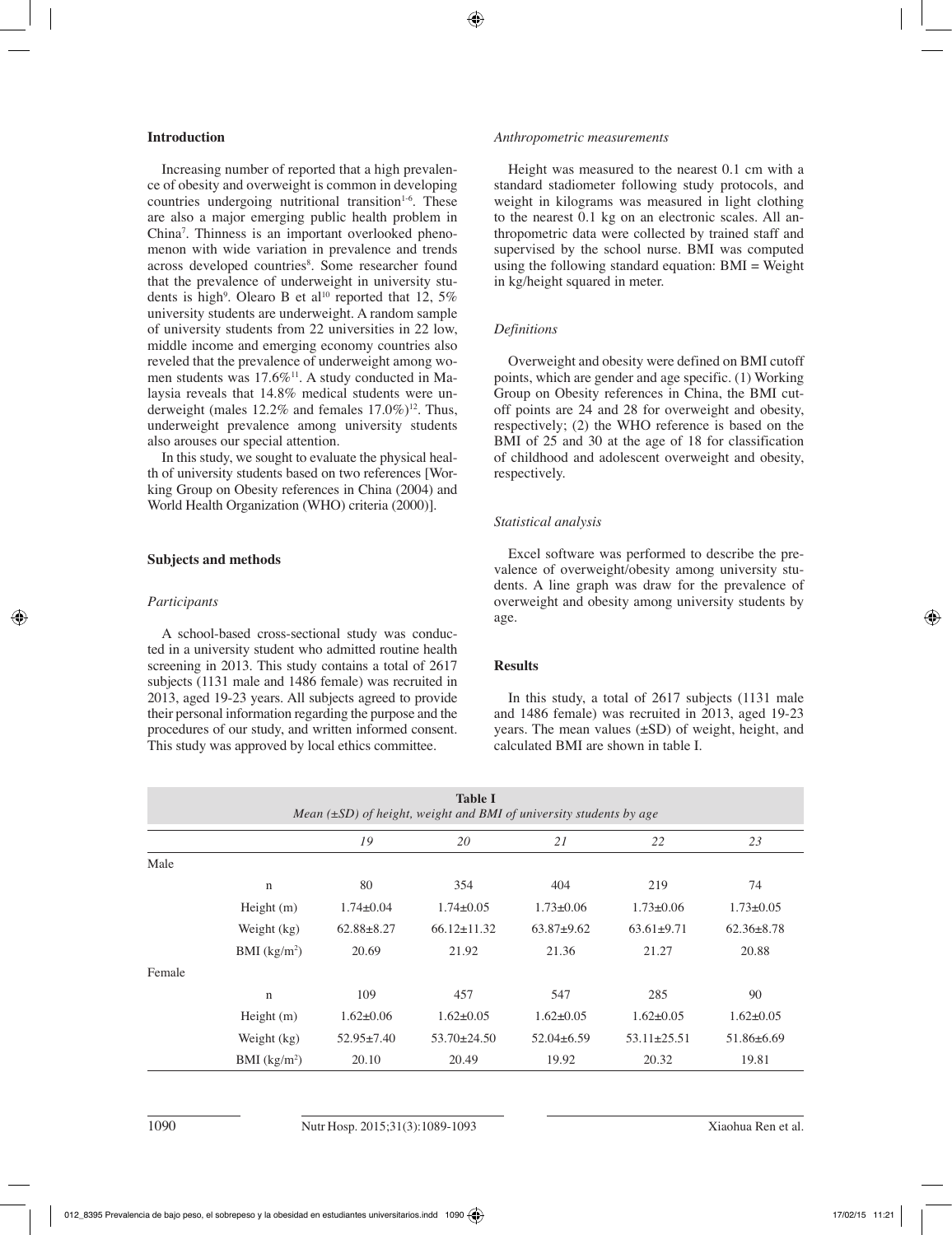## Introduction

Increasing number of reported that a high prevalence of obesity and overweight is common in developing countries undergoing nutritional transition[1-6]. These are also a major emerging public health problem in China[7]. Thinness is an important overlooked phenomenon with wide variation in prevalence and trends across developed countries[8]. Some researcher found that the prevalence of underweight in university students is high[9]. Olearo B et al[10] reported that 12, 5% university students are underweight. A random sample of university students from 22 universities in 22 low, middle income and emerging economy countries also reveled that the prevalence of underweight among women students was 17.6%[11]. A study conducted in Malaysia reveals that 14.8% medical students were underweight (males 12.2% and females 17.0%)[12]. Thus, underweight prevalence among university students also arouses our special attention.

In this study, we sought to evaluate the physical health of university students based on two references [Working Group on Obesity references in China (2004) and World Health Organization (WHO) criteria (2000)].

## Subjects and methods

### *Participants*

A school-based cross-sectional study was conducted in a university student who admitted routine health screening in 2013. This study contains a total of 2617 subjects (1131 male and 1486 female) was recruited in 2013, aged 19-23 years. All subjects agreed to provide their personal information regarding the purpose and the procedures of our study, and written informed consent. This study was approved by local ethics committee.

### *Anthropometric measurements*

Height was measured to the nearest 0.1 cm with a standard stadiometer following study protocols, and weight in kilograms was measured in light clothing to the nearest 0.1 kg on an electronic scales. All anthropometric data were collected by trained staff and supervised by the school nurse. BMI was computed using the following standard equation: BMI = Weight in kg/height squared in meter.

### *Definitions*

Overweight and obesity were defined on BMI cutoff points, which are gender and age specific. (1) Working Group on Obesity references in China, the BMI cutoff points are 24 and 28 for overweight and obesity, respectively; (2) the WHO reference is based on the BMI of 25 and 30 at the age of 18 for classification of childhood and adolescent overweight and obesity, respectively.

### *Statistical analysis*

Excel software was performed to describe the prevalence of overweight/obesity among university students. A line graph was draw for the prevalence of overweight and obesity among university students by age.

## Results

In this study, a total of 2617 subjects (1131 male and 1486 female) was recruited in 2013, aged 19-23 years. The mean values (±SD) of weight, height, and calculated BMI are shown in table I.

**Table I**
*Mean (±SD) of height, weight and BMI of university students by age*

| | | 19 | 20 | 21 | 22 | 23 |
|---|---|---|---|---|---|---|
| Male | | | | | | |
| | n | 80 | 354 | 404 | 219 | 74 |
| | Height (m) | 1.74±0.04 | 1.74±0.05 | 1.73±0.06 | 1.73±0.06 | 1.73±0.05 |
| | Weight (kg) | 62.88±8.27 | 66.12±11.32 | 63.87±9.62 | 63.61±9.71 | 62.36±8.78 |
| | BMI ($kg/m^2$) | 20.69 | 21.92 | 21.36 | 21.27 | 20.88 |
| Female | | | | | | |
| | n | 109 | 457 | 547 | 285 | 90 |
| | Height (m) | 1.62±0.06 | 1.62±0.05 | 1.62±0.05 | 1.62±0.05 | 1.62±0.05 |
| | Weight (kg) | 52.95±7.40 | 53.70±24.50 | 52.04±6.59 | 53.11±25.51 | 51.86±6.69 |
| | BMI ($kg/m^2$) | 20.10 | 20.49 | 19.92 | 20.32 | 19.81 |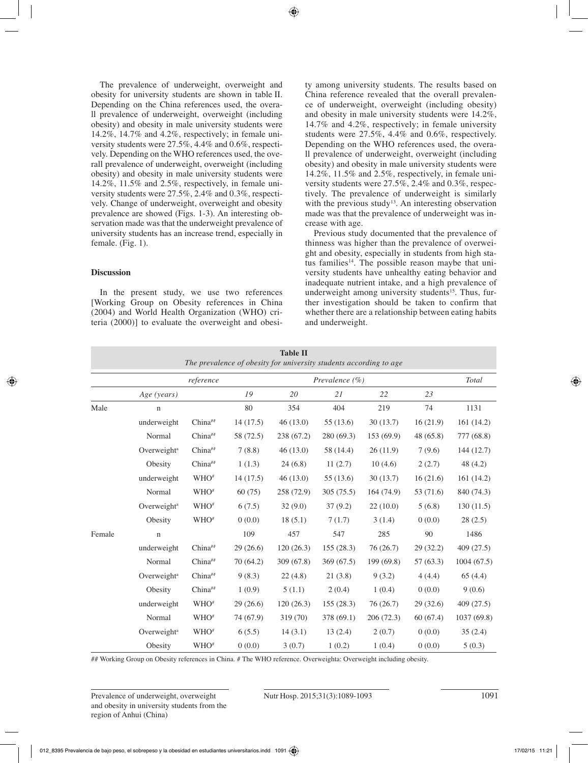The prevalence of underweight, overweight and obesity for university students are shown in table II. Depending on the China references used, the overall prevalence of underweight, overweight (including obesity) and obesity in male university students were 14.2%, 14.7% and 4.2%, respectively; in female university students were 27.5%, 4.4% and 0.6%, respectively. Depending on the WHO references used, the overall prevalence of underweight, overweight (including obesity) and obesity in male university students were 14.2%, 11.5% and 2.5%, respectively, in female university students were 27.5%, 2.4% and 0.3%, respectively. Change of underweight, overweight and obesity prevalence are showed (Figs. 1-3). An interesting observation made was that the underweight prevalence of university students has an increase trend, especially in female. (Fig. 1).

### Discussion

In the present study, we use two references [Working Group on Obesity references in China (2004) and World Health Organization (WHO) criteria (2000)] to evaluate the overweight and obesity among university students. The results based on China reference revealed that the overall prevalence of underweight, overweight (including obesity) and obesity in male university students were 14.2%, 14.7% and 4.2%, respectively; in female university students were 27.5%, 4.4% and 0.6%, respectively. Depending on the WHO references used, the overall prevalence of underweight, overweight (including obesity) and obesity in male university students were 14.2%, 11.5% and 2.5%, respectively, in female university students were 27.5%, 2.4% and 0.3%, respectively. The prevalence of underweight is similarly with the previous study[13]. An interesting observation made was that the prevalence of underweight was increase with age.

Previous study documented that the prevalence of thinness was higher than the prevalence of overweight and obesity, especially in students from high status families[14]. The possible reason maybe that university students have unhealthy eating behavior and inadequate nutrient intake, and a high prevalence of underweight among university students[15]. Thus, further investigation should be taken to confirm that whether there are a relationship between eating habits and underweight.

**Table II**
*The prevalence of obesity for university students according to age*

| | | reference | Prevalence (%) | | | | | Total |
|---|---|---|---|---|---|---|---|---|
| | *Age (years)* | | 19 | 20 | 21 | 22 | 23 | |
| Male | n | | 80 | 354 | 404 | 219 | 74 | 1131 |
| | underweight | China## | 14 (17.5) | 46 (13.0) | 55 (13.6) | 30 (13.7) | 16 (21.9) | 161 (14.2) |
| | Normal | China## | 58 (72.5) | 238 (67.2) | 280 (69.3) | 153 (69.9) | 48 (65.8) | 777 (68.8) |
| | Overweight[a] | China## | 7 (8.8) | 46 (13.0) | 58 (14.4) | 26 (11.9) | 7 (9.6) | 144 (12.7) |
| | Obesity | China## | 1 (1.3) | 24 (6.8) | 11 (2.7) | 10 (4.6) | 2 (2.7) | 48 (4.2) |
| | underweight | WHO# | 14 (17.5) | 46 (13.0) | 55 (13.6) | 30 (13.7) | 16 (21.6) | 161 (14.2) |
| | Normal | WHO# | 60 (75) | 258 (72.9) | 305 (75.5) | 164 (74.9) | 53 (71.6) | 840 (74.3) |
| | Overweight[a] | WHO# | 6 (7.5) | 32 (9.0) | 37 (9.2) | 22 (10.0) | 5 (6.8) | 130 (11.5) |
| | Obesity | WHO# | 0 (0.0) | 18 (5.1) | 7 (1.7) | 3 (1.4) | 0 (0.0) | 28 (2.5) |
| Female | n | | 109 | 457 | 547 | 285 | 90 | 1486 |
| | underweight | China## | 29 (26.6) | 120 (26.3) | 155 (28.3) | 76 (26.7) | 29 (32.2) | 409 (27.5) |
| | Normal | China## | 70 (64.2) | 309 (67.8) | 369 (67.5) | 199 (69.8) | 57 (63.3) | 1004 (67.5) |
| | Overweight[a] | China## | 9 (8.3) | 22 (4.8) | 21 (3.8) | 9 (3.2) | 4 (4.4) | 65 (4.4) |
| | Obesity | China## | 1 (0.9) | 5 (1.1) | 2 (0.4) | 1 (0.4) | 0 (0.0) | 9 (0.6) |
| | underweight | WHO# | 29 (26.6) | 120 (26.3) | 155 (28.3) | 76 (26.7) | 29 (32.6) | 409 (27.5) |
| | Normal | WHO# | 74 (67.9) | 319 (70) | 378 (69.1) | 206 (72.3) | 60 (67.4) | 1037 (69.8) |
| | Overweight[a] | WHO# | 6 (5.5) | 14 (3.1) | 13 (2.4) | 2 (0.7) | 0 (0.0) | 35 (2.4) |
| | Obesity | WHO# | 0 (0.0) | 3 (0.7) | 1 (0.2) | 1 (0.4) | 0 (0.0) | 5 (0.3) |

## Working Group on Obesity references in China. # The WHO reference. Overweighta: Overweight including obesity.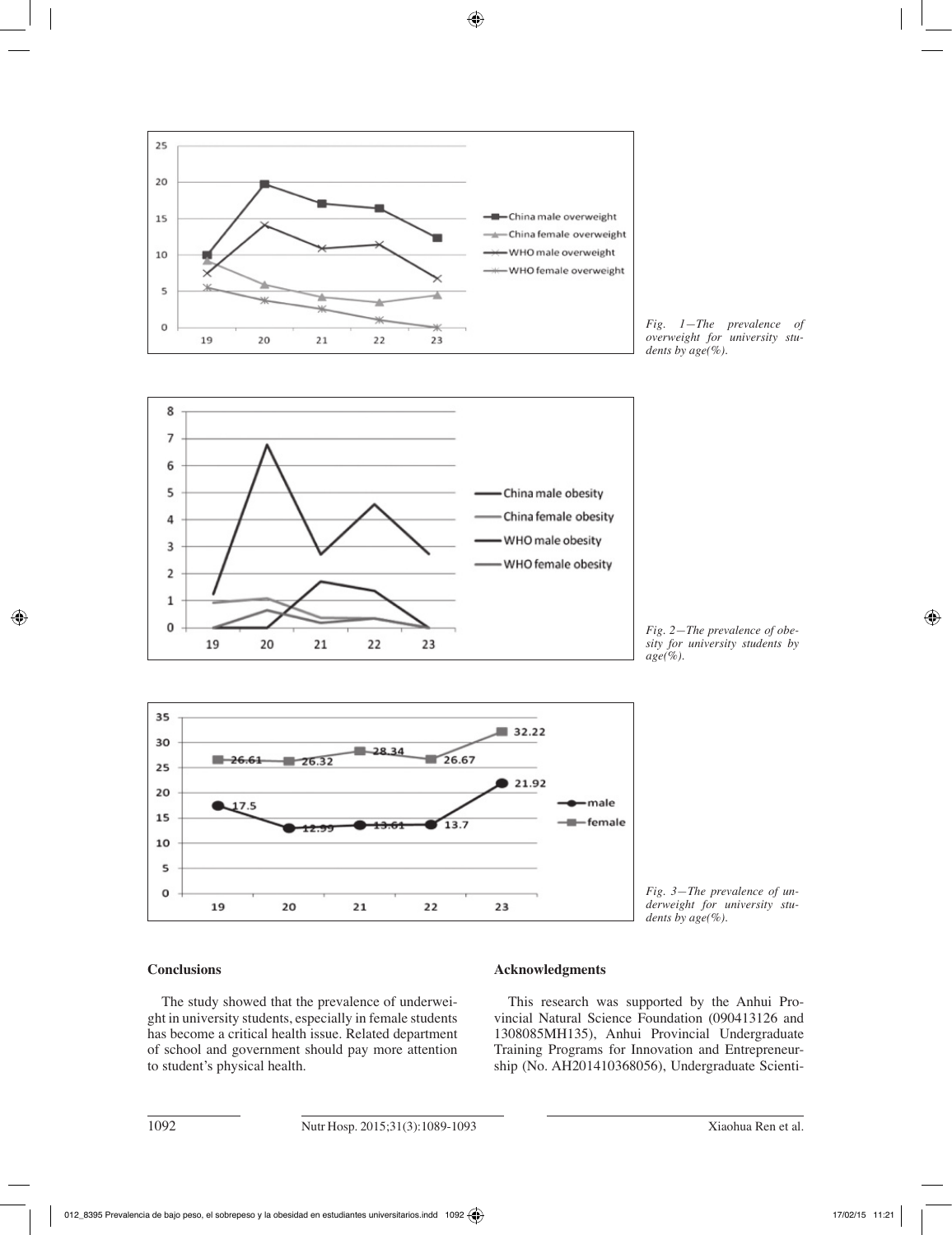*Fig. 1—The prevalence of overweight for university students by age(%).*

*Fig. 2—The prevalence of obesity for university students by age(%).*

*Fig. 3—The prevalence of underweight for university students by age(%).*

## Conclusions

The study showed that the prevalence of underweight in university students, especially in female students has become a critical health issue. Related department of school and government should pay more attention to student's physical health.

## Acknowledgments

This research was supported by the Anhui Provincial Natural Science Foundation (090413126 and 1308085MH135), Anhui Provincial Undergraduate Training Programs for Innovation and Entrepreneurship (No. AH201410368056), Undergraduate Scienti-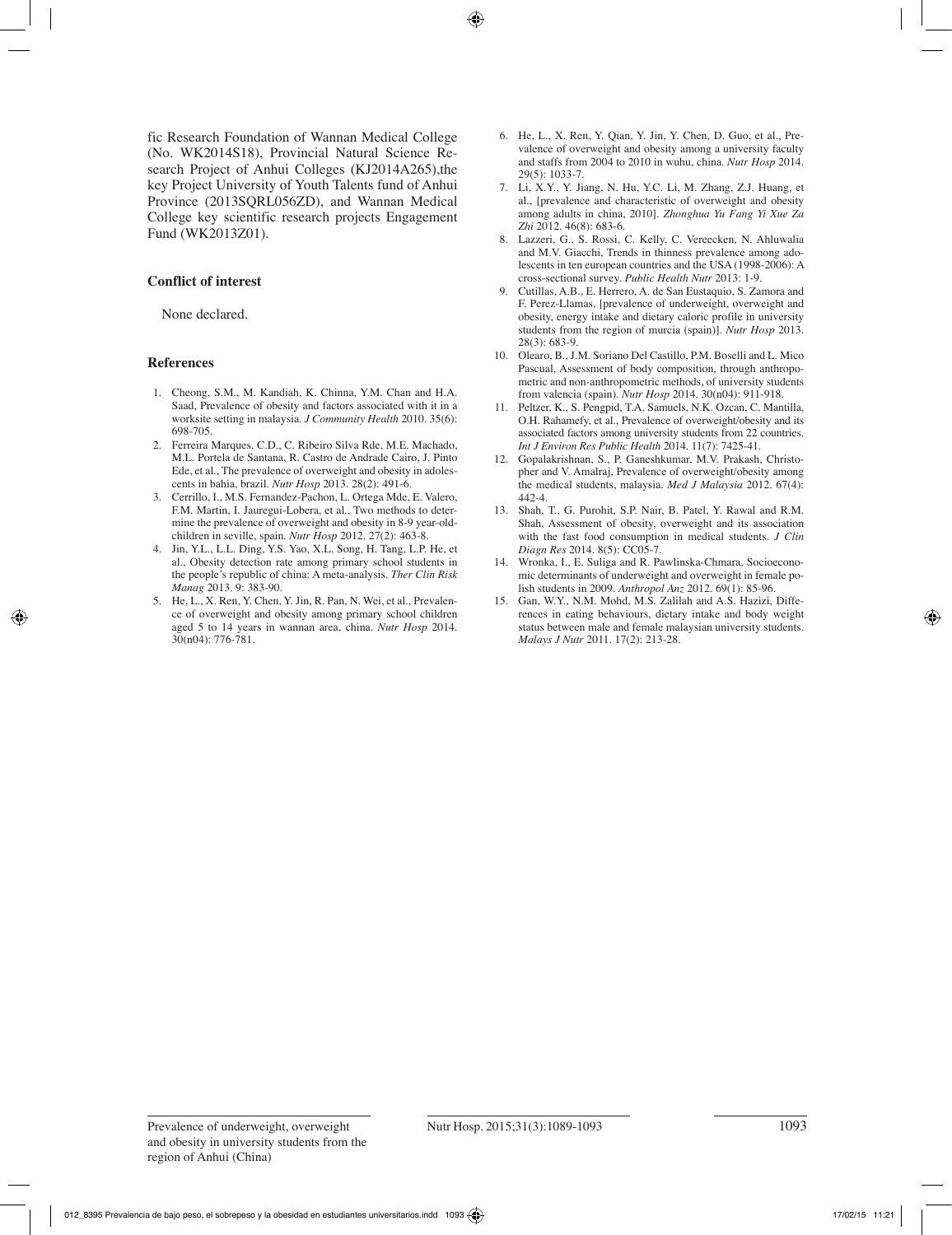fic Research Foundation of Wannan Medical College (No. WK2014S18), Provincial Natural Science Research Project of Anhui Colleges (KJ2014A265),the key Project University of Youth Talents fund of Anhui Province (2013SQRL056ZD), and Wannan Medical College key scientific research projects Engagement Fund (WK2013Z01).

### Conflict of interest

None declared.

### References

1. Cheong, S.M., M. Kandiah, K. Chinna, Y.M. Chan and H.A. Saad, Prevalence of obesity and factors associated with it in a worksite setting in malaysia. *J Community Health* 2010. 35(6): 698-705.
2. Ferreira Marques, C.D., C. Ribeiro Silva Rde, M.E. Machado, M.L. Portela de Santana, R. Castro de Andrade Cairo, J. Pinto Ede, et al., The prevalence of overweight and obesity in adolescents in bahia, brazil. *Nutr Hosp* 2013. 28(2): 491-6.
3. Cerrillo, I., M.S. Fernandez-Pachon, L. Ortega Mde, E. Valero, F.M. Martin, I. Jauregui-Lobera, et al., Two methods to determine the prevalence of overweight and obesity in 8-9 year-old-children in seville, spain. *Nutr Hosp* 2012. 27(2): 463-8.
4. Jin, Y.L., L.L. Ding, Y.S. Yao, X.L. Song, H. Tang, L.P. He, et al., Obesity detection rate among primary school students in the people's republic of china: A meta-analysis. *Ther Clin Risk Manag* 2013. 9: 383-90.
5. He, L., X. Ren, Y. Chen, Y. Jin, R. Pan, N. Wei, et al., Prevalence of overweight and obesity among primary school children aged 5 to 14 years in wannan area, china. *Nutr Hosp* 2014. 30(n04): 776-781.
6. He, L., X. Ren, Y. Qian, Y. Jin, Y. Chen, D. Guo, et al., Prevalence of overweight and obesity among a university faculty and staffs from 2004 to 2010 in wuhu, china. *Nutr Hosp* 2014. 29(5): 1033-7.
7. Li, X.Y., Y. Jiang, N. Hu, Y.C. Li, M. Zhang, Z.J. Huang, et al., [prevalence and characteristic of overweight and obesity among adults in china, 2010]. *Zhonghua Yu Fang Yi Xue Za Zhi* 2012. 46(8): 683-6.
8. Lazzeri, G., S. Rossi, C. Kelly, C. Vereecken, N. Ahluwalia and M.V. Giacchi, Trends in thinness prevalence among adolescents in ten european countries and the USA (1998-2006): A cross-sectional survey. *Public Health Nutr* 2013: 1-9.
9. Cutillas, A.B., E. Herrero, A. de San Eustaquio, S. Zamora and F. Perez-Llamas, [prevalence of underweight, overweight and obesity, energy intake and dietary caloric profile in university students from the region of murcia (spain)]. *Nutr Hosp* 2013. 28(3): 683-9.
10. Olearo, B., J.M. Soriano Del Castillo, P.M. Boselli and L. Mico Pascual, Assessment of body composition, through anthropometric and non-anthropometric methods, of university students from valencia (spain). *Nutr Hosp* 2014. 30(n04): 911-918.
11. Peltzer, K., S. Pengpid, T.A. Samuels, N.K. Ozcan, C. Mantilla, O.H. Rahamefy, et al., Prevalence of overweight/obesity and its associated factors among university students from 22 countries. *Int J Environ Res Public Health* 2014. 11(7): 7425-41.
12. Gopalakrishnan, S., P. Ganeshkumar, M.V. Prakash, Christopher and V. Amalraj, Prevalence of overweight/obesity among the medical students, malaysia. *Med J Malaysia* 2012. 67(4): 442-4.
13. Shah, T., G. Purohit, S.P. Nair, B. Patel, Y. Rawal and R.M. Shah, Assessment of obesity, overweight and its association with the fast food consumption in medical students. *J Clin Diagn Res* 2014. 8(5): CC05-7.
14. Wronka, I., E. Suliga and R. Pawlinska-Chmara, Socioeconomic determinants of underweight and overweight in female polish students in 2009. *Anthropol Anz* 2012. 69(1): 85-96.
15. Gan, W.Y., N.M. Mohd, M.S. Zalilah and A.S. Hazizi, Differences in eating behaviours, dietary intake and body weight status between male and female malaysian university students. *Malays J Nutr* 2011. 17(2): 213-28.